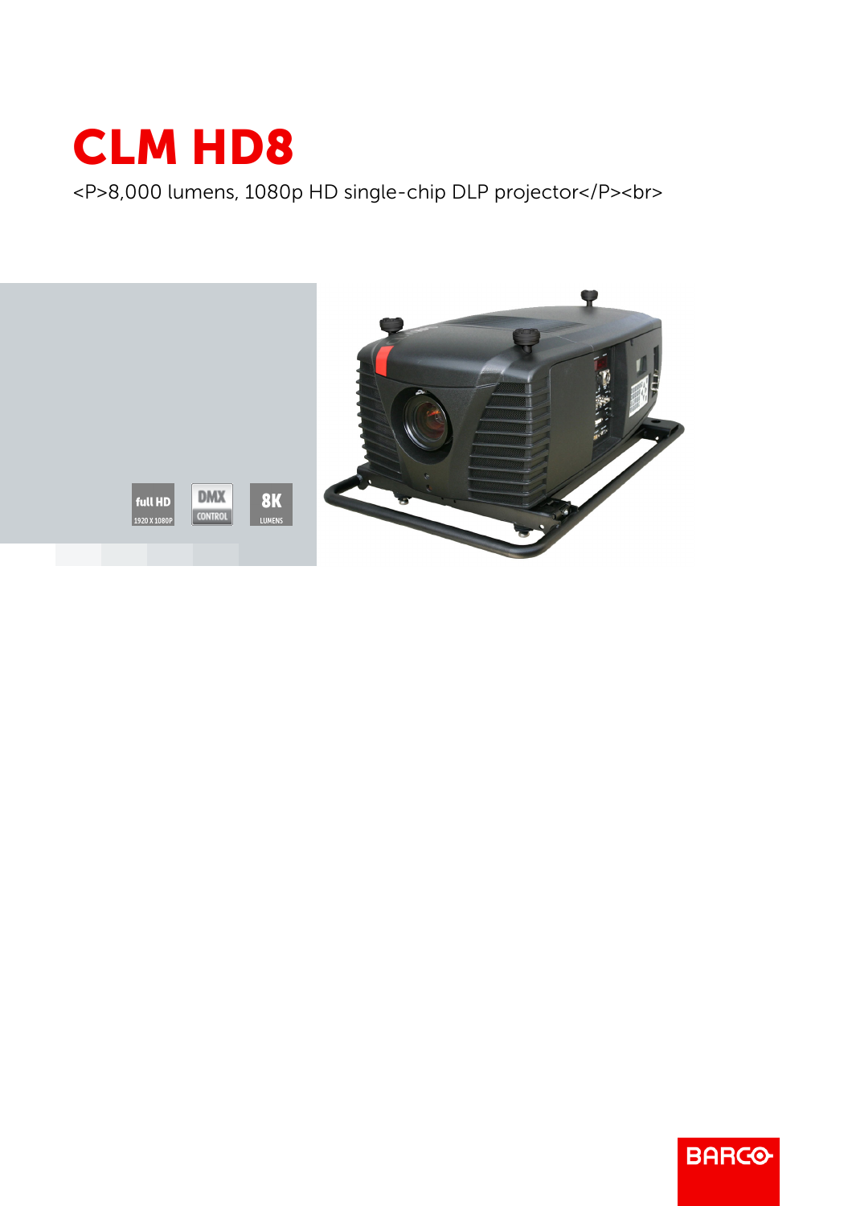# CLM HD8

<P>8,000 lumens, 1080p HD single-chip DLP projector</P><br>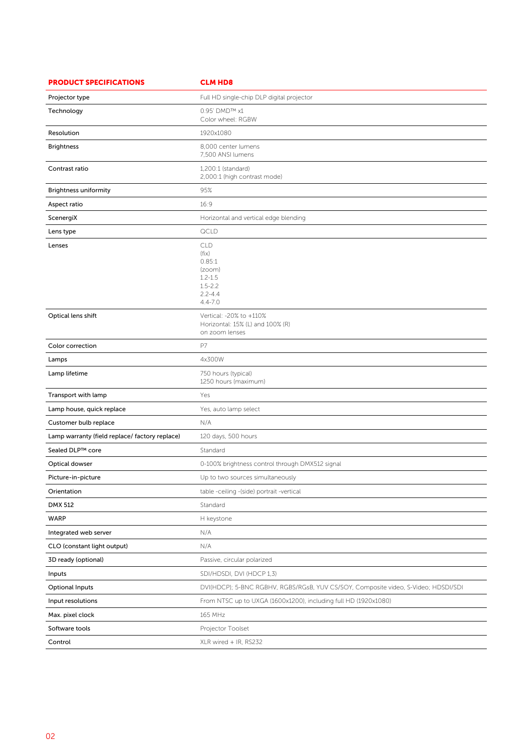| PRODUCT SPECIFICATIONS | CLM HD8 |
| --- | --- |
| Projector type | Full HD single-chip DLP digital projector |
| Technology | 0.95' DMD™ x1<br>Color wheel: RGBW |
| Resolution | 1920x1080 |
| Brightness | 8,000 center lumens<br>7,500 ANSI lumens |
| Contrast ratio | 1,200:1 (standard)<br>2,000:1 (high contrast mode) |
| Brightness uniformity | 95% |
| Aspect ratio | 16:9 |
| ScenergiX | Horizontal and vertical edge blending |
| Lens type | QCLD |
| Lenses | CLD<br>(fix)<br>0.85:1<br>(zoom)<br>1.2-1.5<br>1.5-2.2<br>2.2-4.4<br>4.4-7.0 |
| Optical lens shift | Vertical: -20% to +110%<br>Horizontal: 15% (L) and 100% (R)<br>on zoom lenses |
| Color correction | P7 |
| Lamps | 4x300W |
| Lamp lifetime | 750 hours (typical)<br>1250 hours (maximum) |
| Transport with lamp | Yes |
| Lamp house, quick replace | Yes, auto lamp select |
| Customer bulb replace | N/A |
| Lamp warranty (field replace/ factory replace) | 120 days, 500 hours |
| Sealed DLP™ core | Standard |
| Optical dowser | 0-100% brightness control through DMX512 signal |
| Picture-in-picture | Up to two sources simultaneously |
| Orientation | table -ceiling -(side) portrait -vertical |
| DMX 512 | Standard |
| WARP | H keystone |
| Integrated web server | N/A |
| CLO (constant light output) | N/A |
| 3D ready (optional) | Passive, circular polarized |
| Inputs | SDI/HDSDI, DVI (HDCP 1,3) |
| Optional Inputs | DVI(HDCP); 5-BNC RGBHV, RGBS/RGsB, YUV CS/SOY, Composite video, S-Video; HDSDI/SDI |
| Input resolutions | From NTSC up to UXGA (1600x1200), including full HD (1920x1080) |
| Max. pixel clock | 165 MHz |
| Software tools | Projector Toolset |
| Control | XLR wired + IR, RS232 |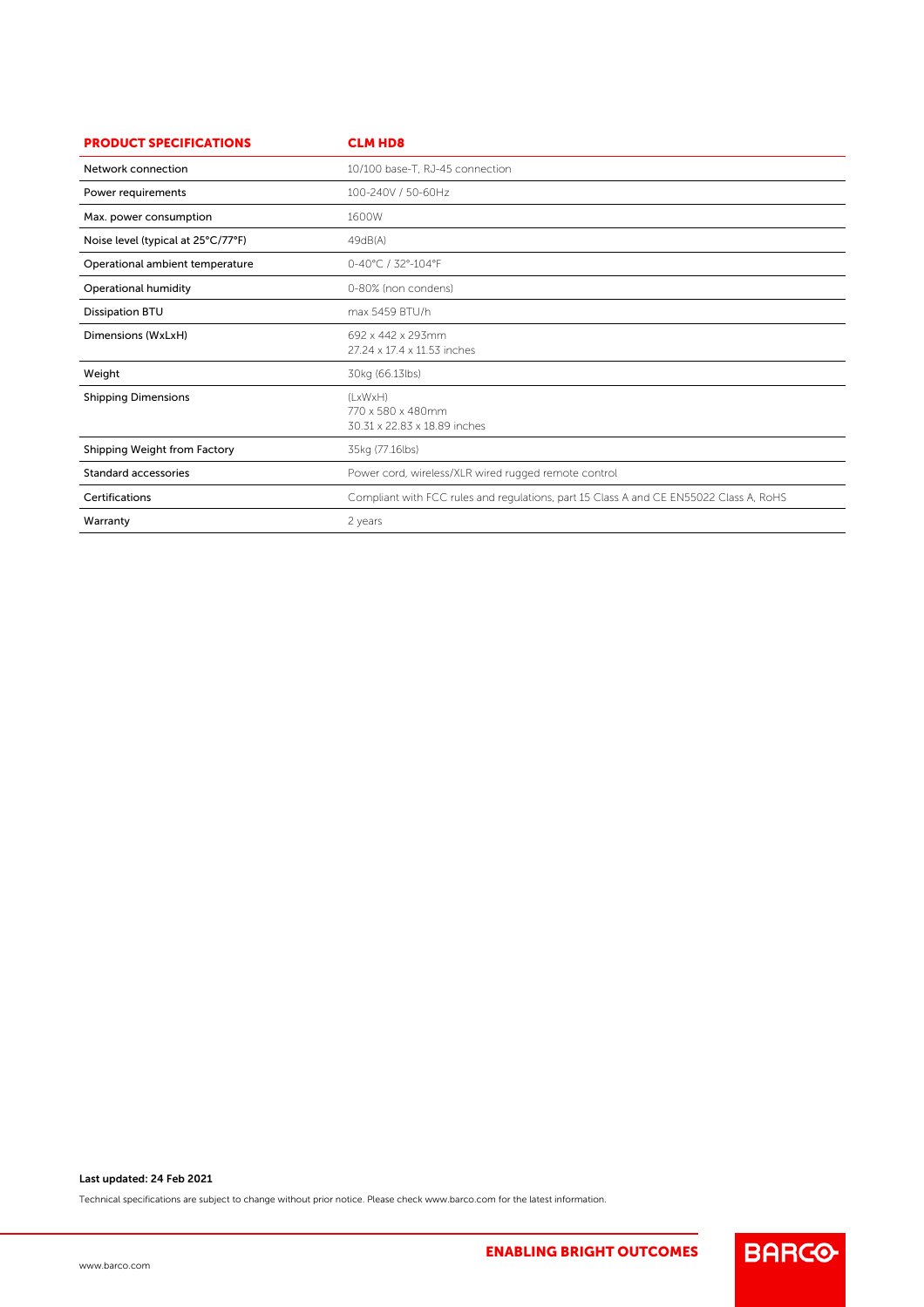| PRODUCT SPECIFICATIONS | CLM HD8 |
|---|---|
| Network connection | 10/100 base-T, RJ-45 connection |
| Power requirements | 100-240V / 50-60Hz |
| Max. power consumption | 1600W |
| Noise level (typical at 25°C/77°F) | 49dB(A) |
| Operational ambient temperature | 0-40°C / 32°-104°F |
| Operational humidity | 0-80% (non condens) |
| Dissipation BTU | max 5459 BTU/h |
| Dimensions (WxLxH) | 692 x 442 x 293mm<br>27.24 x 17.4 x 11.53 inches |
| Weight | 30kg (66.13lbs) |
| Shipping Dimensions | (LxWxH)<br>770 x 580 x 480mm<br>30.31 x 22.83 x 18.89 inches |
| Shipping Weight from Factory | 35kg (77.16lbs) |
| Standard accessories | Power cord, wireless/XLR wired rugged remote control |
| Certifications | Compliant with FCC rules and regulations, part 15 Class A and CE EN55022 Class A, RoHS |
| Warranty | 2 years |

**Last updated: 24 Feb 2021**

Technical specifications are subject to change without prior notice. Please check www.barco.com for the latest information.

www.barco.com

**ENABLING BRIGHT OUTCOMES**

BARCO